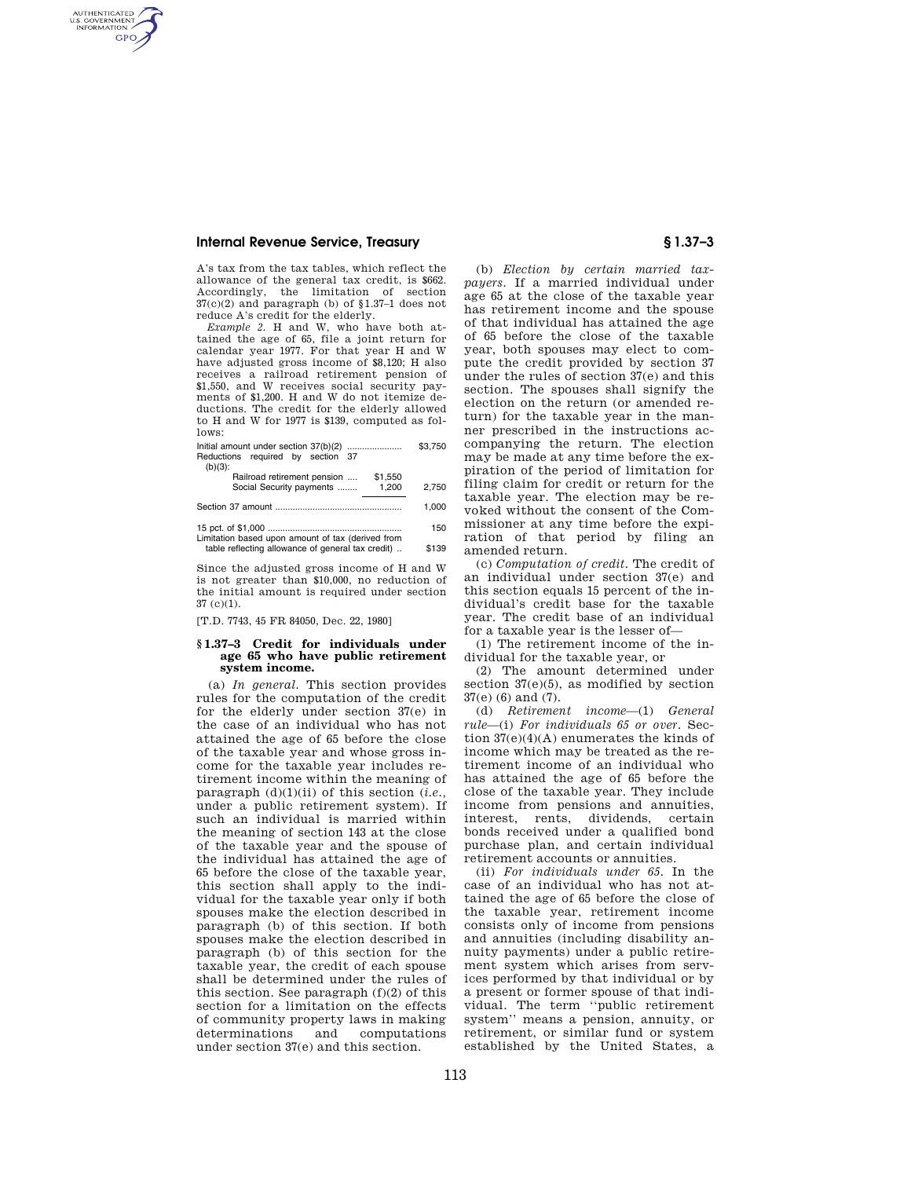A's tax from the tax tables, which reflect the allowance of the general tax credit, is $662. Accordingly, the limitation of section 37(c)(2) and paragraph (b) of §1.37–1 does not reduce A's credit for the elderly.

*Example 2.* H and W, who have both attained the age of 65, file a joint return for calendar year 1977. For that year H and W have adjusted gross income of $8,120; H also receives a railroad retirement pension of $1,550, and W receives social security payments of $1,200. H and W do not itemize deductions. The credit for the elderly allowed to H and W for 1977 is $139, computed as follows:

| | | |
|---|---|---|
| Initial amount under section 37(b)(2) | | $3,750 |
| Reductions required by section 37 (b)(3): | | |
| Railroad retirement pension | $1,550 | |
| Social Security payments | 1,200 | 2,750 |
| Section 37 amount | | 1,000 |
| 15 pct. of $1,000 | | 150 |
| Limitation based upon amount of tax (derived from table reflecting allowance of general tax credit) | | $139 |

Since the adjusted gross income of H and W is not greater than $10,000, no reduction of the initial amount is required under section 37 (c)(1).

[T.D. 7743, 45 FR 84050, Dec. 22, 1980]

## § 1.37–3 Credit for individuals under age 65 who have public retirement system income.

(a) *In general.* This section provides rules for the computation of the credit for the elderly under section 37(e) in the case of an individual who has not attained the age of 65 before the close of the taxable year and whose gross income for the taxable year includes retirement income within the meaning of paragraph (d)(1)(ii) of this section (*i.e.*, under a public retirement system). If such an individual is married within the meaning of section 143 at the close of the taxable year and the spouse of the individual has attained the age of 65 before the close of the taxable year, this section shall apply to the individual for the taxable year only if both spouses make the election described in paragraph (b) of this section. If both spouses make the election described in paragraph (b) of this section for the taxable year, the credit of each spouse shall be determined under the rules of this section. See paragraph (f)(2) of this section for a limitation on the effects of community property laws in making determinations and computations under section 37(e) and this section.

(b) *Election by certain married taxpayers.* If a married individual under age 65 at the close of the taxable year has retirement income and the spouse of that individual has attained the age of 65 before the close of the taxable year, both spouses may elect to compute the credit provided by section 37 under the rules of section 37(e) and this section. The spouses shall signify the election on the return (or amended return) for the taxable year in the manner prescribed in the instructions accompanying the return. The election may be made at any time before the expiration of the period of limitation for filing claim for credit or return for the taxable year. The election may be revoked without the consent of the Commissioner at any time before the expiration of that period by filing an amended return.

(c) *Computation of credit.* The credit of an individual under section 37(e) and this section equals 15 percent of the individual's credit base for the taxable year. The credit base of an individual for a taxable year is the lesser of—

(1) The retirement income of the individual for the taxable year, or

(2) The amount determined under section 37(e)(5), as modified by section 37(e) (6) and (7).

(d) *Retirement income*—(1) *General rule*—(i) *For individuals 65 or over.* Section 37(e)(4)(A) enumerates the kinds of income which may be treated as the retirement income of an individual who has attained the age of 65 before the close of the taxable year. They include income from pensions and annuities, interest, rents, dividends, certain bonds received under a qualified bond purchase plan, and certain individual retirement accounts or annuities.

(ii) *For individuals under 65.* In the case of an individual who has not attained the age of 65 before the close of the taxable year, retirement income consists only of income from pensions and annuities (including disability annuity payments) under a public retirement system which arises from services performed by that individual or by a present or former spouse of that individual. The term ''public retirement system'' means a pension, annuity, or retirement, or similar fund or system established by the United States, a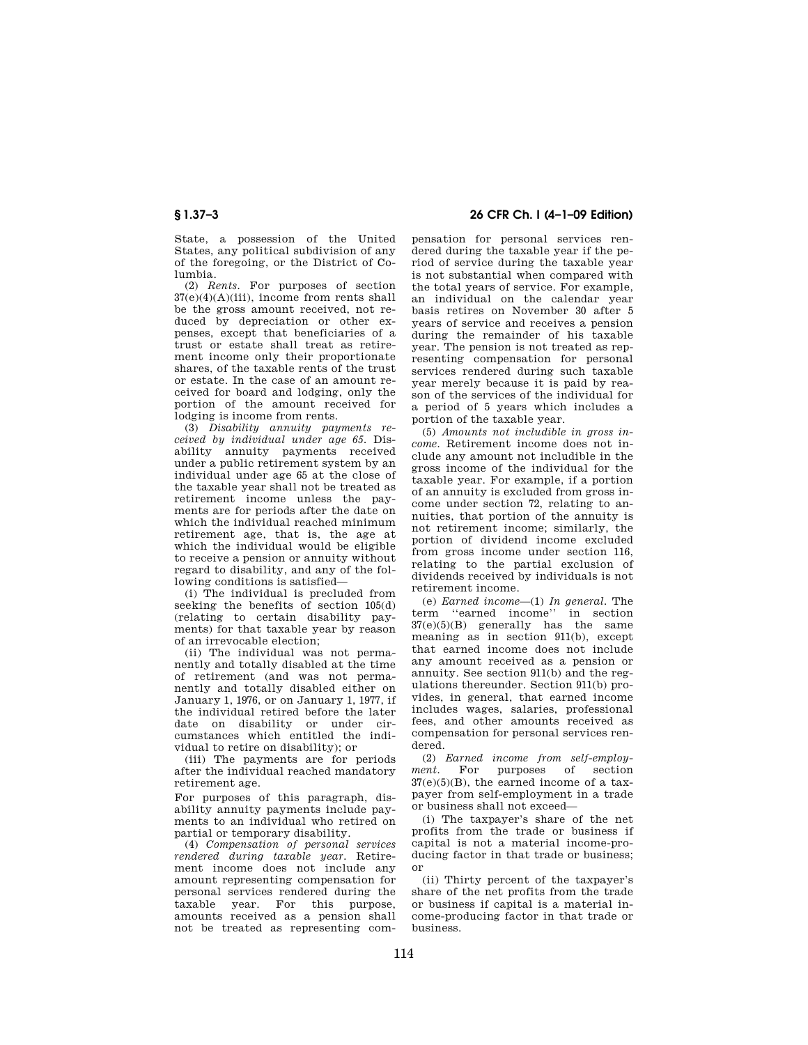State, a possession of the United States, any political subdivision of any of the foregoing, or the District of Columbia.

(2) *Rents.* For purposes of section 37(e)(4)(A)(iii), income from rents shall be the gross amount received, not reduced by depreciation or other expenses, except that beneficiaries of a trust or estate shall treat as retirement income only their proportionate shares, of the taxable rents of the trust or estate. In the case of an amount received for board and lodging, only the portion of the amount received for lodging is income from rents.

(3) *Disability annuity payments received by individual under age 65.* Disability annuity payments received under a public retirement system by an individual under age 65 at the close of the taxable year shall not be treated as retirement income unless the payments are for periods after the date on which the individual reached minimum retirement age, that is, the age at which the individual would be eligible to receive a pension or annuity without regard to disability, and any of the following conditions is satisfied—

(i) The individual is precluded from seeking the benefits of section 105(d) (relating to certain disability payments) for that taxable year by reason of an irrevocable election;

(ii) The individual was not permanently and totally disabled at the time of retirement (and was not permanently and totally disabled either on January 1, 1976, or on January 1, 1977, if the individual retired before the later date on disability or under circumstances which entitled the individual to retire on disability); or

(iii) The payments are for periods after the individual reached mandatory retirement age.

For purposes of this paragraph, disability annuity payments include payments to an individual who retired on partial or temporary disability.

(4) *Compensation of personal services rendered during taxable year.* Retirement income does not include any amount representing compensation for personal services rendered during the taxable year. For this purpose, amounts received as a pension shall not be treated as representing compensation for personal services rendered during the taxable year if the period of service during the taxable year is not substantial when compared with the total years of service. For example, an individual on the calendar year basis retires on November 30 after 5 years of service and receives a pension during the remainder of his taxable year. The pension is not treated as representing compensation for personal services rendered during such taxable year merely because it is paid by reason of the services of the individual for a period of 5 years which includes a portion of the taxable year.

(5) *Amounts not includible in gross income.* Retirement income does not include any amount not includible in the gross income of the individual for the taxable year. For example, if a portion of an annuity is excluded from gross income under section 72, relating to annuities, that portion of the annuity is not retirement income; similarly, the portion of dividend income excluded from gross income under section 116, relating to the partial exclusion of dividends received by individuals is not retirement income.

(e) *Earned income*—(1) *In general.* The term ''earned income'' in section 37(e)(5)(B) generally has the same meaning as in section 911(b), except that earned income does not include any amount received as a pension or annuity. See section 911(b) and the regulations thereunder. Section 911(b) provides, in general, that earned income includes wages, salaries, professional fees, and other amounts received as compensation for personal services rendered.

(2) *Earned income from self-employment.* For purposes of section 37(e)(5)(B), the earned income of a taxpayer from self-employment in a trade or business shall not exceed—

(i) The taxpayer's share of the net profits from the trade or business if capital is not a material income-producing factor in that trade or business; or

(ii) Thirty percent of the taxpayer's share of the net profits from the trade or business if capital is a material income-producing factor in that trade or business.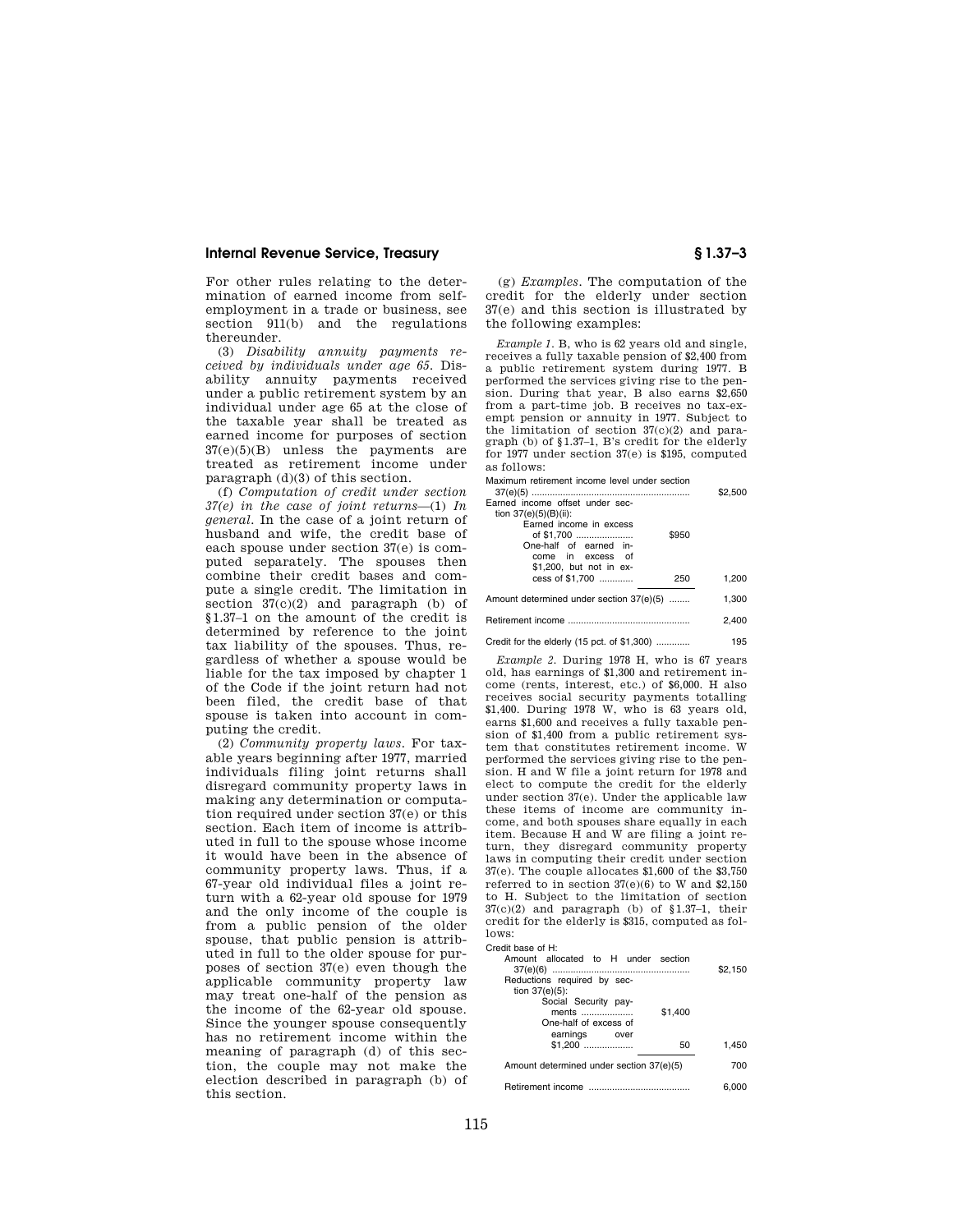For other rules relating to the determination of earned income from self-employment in a trade or business, see section 911(b) and the regulations thereunder.

(3) *Disability annuity payments received by individuals under age 65.* Disability annuity payments received under a public retirement system by an individual under age 65 at the close of the taxable year shall be treated as earned income for purposes of section 37(e)(5)(B) unless the payments are treated as retirement income under paragraph (d)(3) of this section.

(f) *Computation of credit under section 37(e) in the case of joint returns*—(1) *In general.* In the case of a joint return of husband and wife, the credit base of each spouse under section 37(e) is computed separately. The spouses then combine their credit bases and compute a single credit. The limitation in section 37(c)(2) and paragraph (b) of §1.37–1 on the amount of the credit is determined by reference to the joint tax liability of the spouses. Thus, regardless of whether a spouse would be liable for the tax imposed by chapter 1 of the Code if the joint return had not been filed, the credit base of that spouse is taken into account in computing the credit.

(2) *Community property laws.* For taxable years beginning after 1977, married individuals filing joint returns shall disregard community property laws in making any determination or computation required under section 37(e) or this section. Each item of income is attributed in full to the spouse whose income it would have been in the absence of community property laws. Thus, if a 67-year old individual files a joint return with a 62-year old spouse for 1979 and the only income of the couple is from a public pension of the older spouse, that public pension is attributed in full to the older spouse for purposes of section 37(e) even though the applicable community property law may treat one-half of the pension as the income of the 62-year old spouse. Since the younger spouse consequently has no retirement income within the meaning of paragraph (d) of this section, the couple may not make the election described in paragraph (b) of this section.

(g) *Examples.* The computation of the credit for the elderly under section 37(e) and this section is illustrated by the following examples:

*Example 1.* B, who is 62 years old and single, receives a fully taxable pension of $2,400 from a public retirement system during 1977. B performed the services giving rise to the pension. During that year, B also earns $2,650 from a part-time job. B receives no tax-exempt pension or annuity in 1977. Subject to the limitation of section 37(c)(2) and paragraph (b) of §1.37–1, B's credit for the elderly for 1977 under section 37(e) is $195, computed as follows:

| | | |
|---|---|---|
| Maximum retirement income level under section 37(e)(5) | | $2,500 |
| Earned income offset under section 37(e)(5)(B)(ii): | | |
| Earned income in excess of $1,700 | $950 | |
| One-half of earned income in excess of $1,200, but not in excess of $1,700 | 250 | 1,200 |
| Amount determined under section 37(e)(5) | | 1,300 |
| Retirement income | | 2,400 |
| Credit for the elderly (15 pct. of $1,300) | | 195 |

*Example 2.* During 1978 H, who is 67 years old, has earnings of $1,300 and retirement income (rents, interest, etc.) of $6,000. H also receives social security payments totalling $1,400. During 1978 W, who is 63 years old, earns $1,600 and receives a fully taxable pension of $1,400 from a public retirement system that constitutes retirement income. W performed the services giving rise to the pension. H and W file a joint return for 1978 and elect to compute the credit for the elderly under section 37(e). Under the applicable law these items of income are community income, and both spouses share equally in each item. Because H and W are filing a joint return, they disregard community property laws in computing their credit under section 37(e). The couple allocates $1,600 of the $3,750 referred to in section 37(e)(6) to W and $2,150 to H. Subject to the limitation of section 37(c)(2) and paragraph (b) of §1.37–1, their credit for the elderly is $315, computed as follows:

| | | |
|---|---|---|
| Credit base of H: | | |
| Amount allocated to H under section 37(e)(6) | | $2,150 |
| Reductions required by section 37(e)(5): | | |
| Social Security payments | $1,400 | |
| One-half of excess of earnings over $1,200 | 50 | 1,450 |
| Amount determined under section 37(e)(5) | | 700 |
| Retirement income | | 6,000 |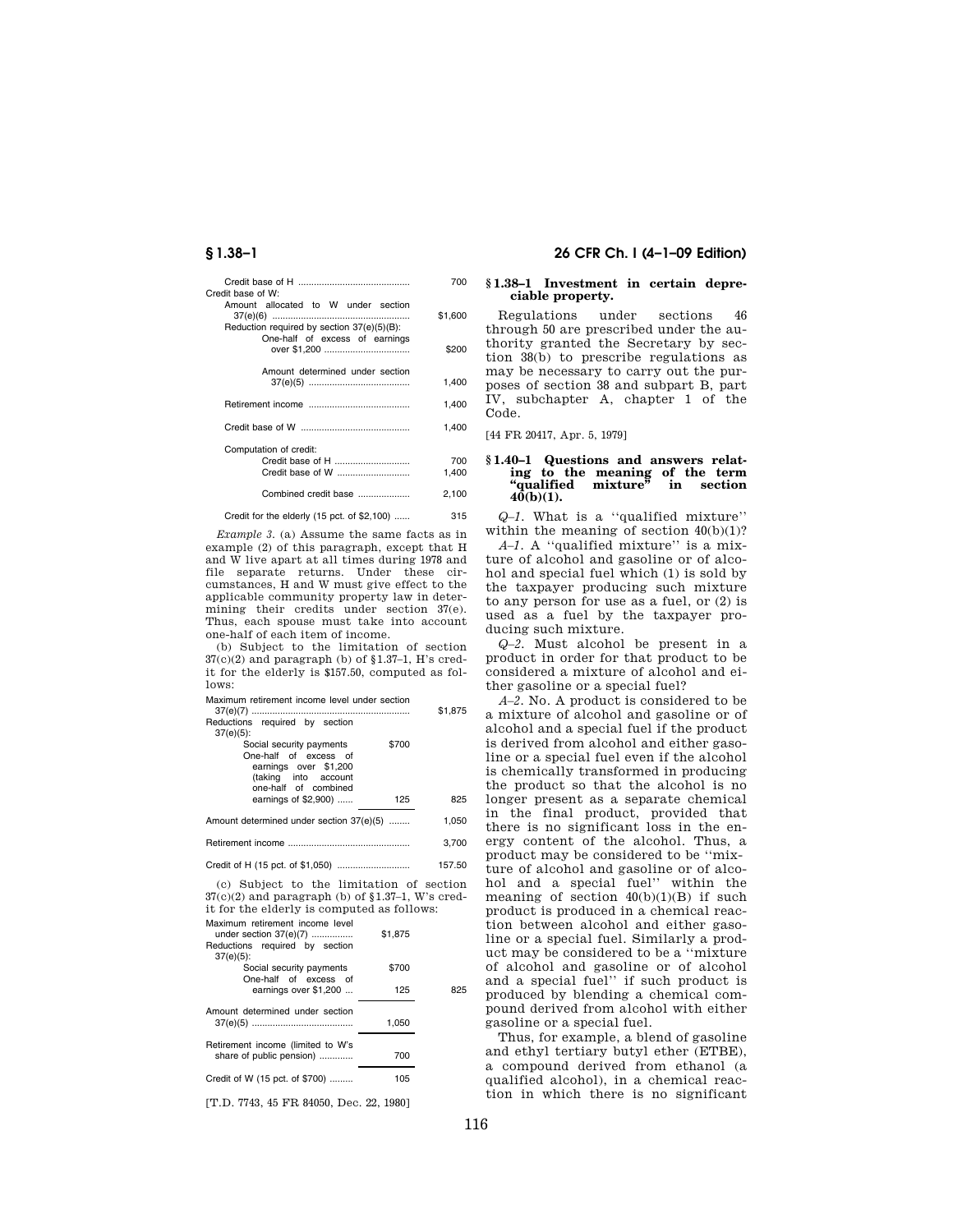| | |
|---|---|
| Credit base of H | 700 |
| Credit base of W: | |
| Amount allocated to W under section 37(e)(6) | $1,600 |
| Reduction required by section 37(e)(5)(B): | |
| One-half of excess of earnings over $1,200 | $200 |
| Amount determined under section 37(e)(5) | 1,400 |
| Retirement income | 1,400 |
| Credit base of W | 1,400 |
| Computation of credit: | |
| Credit base of H | 700 |
| Credit base of W | 1,400 |
| Combined credit base | 2,100 |
| Credit for the elderly (15 pct. of $2,100) | 315 |

*Example 3.* (a) Assume the same facts as in example (2) of this paragraph, except that H and W live apart at all times during 1978 and file separate returns. Under these circumstances, H and W must give effect to the applicable community property law in determining their credits under section 37(e). Thus, each spouse must take into account one-half of each item of income.

(b) Subject to the limitation of section 37(c)(2) and paragraph (b) of §1.37–1, H's credit for the elderly is $157.50, computed as follows:

| | | |
|---|---|---|
| Maximum retirement income level under section 37(e)(7) | | $1,875 |
| Reductions required by section 37(e)(5): | | |
| Social security payments | $700 | |
| One-half of excess of earnings over $1,200 (taking into account one-half of combined earnings of $2,900) | 125 | 825 |
| Amount determined under section 37(e)(5) | | 1,050 |
| Retirement income | | 3,700 |
| Credit of H (15 pct. of $1,050) | | 157.50 |

(c) Subject to the limitation of section 37(c)(2) and paragraph (b) of §1.37–1, W's credit for the elderly is computed as follows:

| | | |
|---|---|---|
| Maximum retirement income level under section 37(e)(7) | $1,875 | |
| Reductions required by section 37(e)(5): | | |
| Social security payments | $700 | |
| One-half of excess of earnings over $1,200 | 125 | 825 |
| Amount determined under section 37(e)(5) | 1,050 | |
| Retirement income (limited to W's share of public pension) | 700 | |
| Credit of W (15 pct. of $700) | 105 | |

[T.D. 7743, 45 FR 84050, Dec. 22, 1980]

## §1.38–1 Investment in certain depreciable property.

Regulations under sections 46 through 50 are prescribed under the authority granted the Secretary by section 38(b) to prescribe regulations as may be necessary to carry out the purposes of section 38 and subpart B, part IV, subchapter A, chapter 1 of the Code.

[44 FR 20417, Apr. 5, 1979]

## §1.40–1 Questions and answers relating to the meaning of the term "qualified mixture" in section 40(b)(1).

*Q–1.* What is a ''qualified mixture'' within the meaning of section 40(b)(1)?

*A–1.* A ''qualified mixture'' is a mixture of alcohol and gasoline or of alcohol and special fuel which (1) is sold by the taxpayer producing such mixture to any person for use as a fuel, or (2) is used as a fuel by the taxpayer producing such mixture.

*Q–2.* Must alcohol be present in a product in order for that product to be considered a mixture of alcohol and either gasoline or a special fuel?

*A–2.* No. A product is considered to be a mixture of alcohol and gasoline or of alcohol and a special fuel if the product is derived from alcohol and either gasoline or a special fuel even if the alcohol is chemically transformed in producing the product so that the alcohol is no longer present as a separate chemical in the final product, provided that there is no significant loss in the energy content of the alcohol. Thus, a product may be considered to be ''mixture of alcohol and gasoline or of alcohol and a special fuel'' within the meaning of section 40(b)(1)(B) if such product is produced in a chemical reaction between alcohol and either gasoline or a special fuel. Similarly a product may be considered to be a ''mixture of alcohol and gasoline or of alcohol and a special fuel'' if such product is produced by blending a chemical compound derived from alcohol with either gasoline or a special fuel.

Thus, for example, a blend of gasoline and ethyl tertiary butyl ether (ETBE), a compound derived from ethanol (a qualified alcohol), in a chemical reaction in which there is no significant